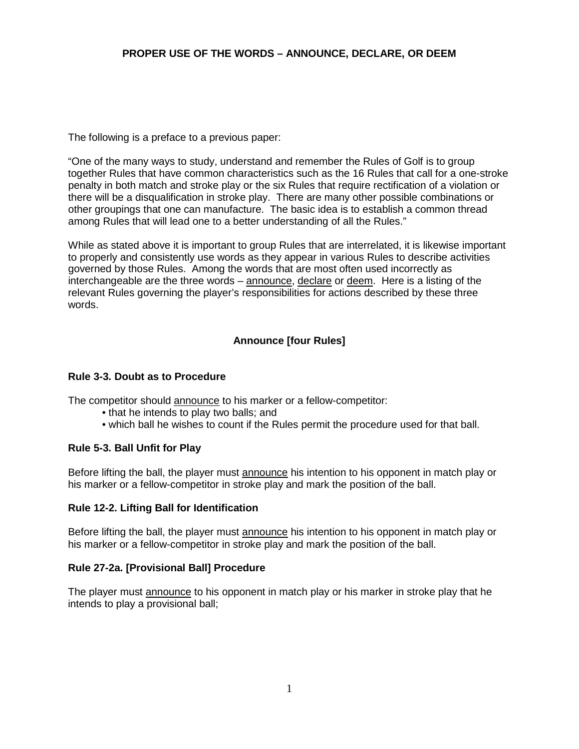# PROPER USE OF THE WORDS – ANNOUNCE, DECLARE, OR DEEM

The following is a preface to a previous paper:

"One of the many ways to study, understand and remember the Rules of Golf is to group together Rules that have common characteristics such as the 16 Rules that call for a one-stroke penalty in both match and stroke play or the six Rules that require rectification of a violation or there will be a disqualification in stroke play. There are many other possible combinations or other groupings that one can manufacture. The basic idea is to establish a common thread among Rules that will lead one to a better understanding of all the Rules."

While as stated above it is important to group Rules that are interrelated, it is likewise important to properly and consistently use words as they appear in various Rules to describe activities governed by those Rules. Among the words that are most often used incorrectly as interchangeable are the three words – <u>announce</u>, <u>declare</u> or <u>deem</u>. Here is a listing of the relevant Rules governing the player's responsibilities for actions described by these three words.

## Announce [four Rules]

### Rule 3-3. Doubt as to Procedure

The competitor should <u>announce</u> to his marker or a fellow-competitor:

- that he intends to play two balls; and
- which ball he wishes to count if the Rules permit the procedure used for that ball.

### Rule 5-3. Ball Unfit for Play

Before lifting the ball, the player must <u>announce</u> his intention to his opponent in match play or his marker or a fellow-competitor in stroke play and mark the position of the ball.

### Rule 12-2. Lifting Ball for Identification

Before lifting the ball, the player must <u>announce</u> his intention to his opponent in match play or his marker or a fellow-competitor in stroke play and mark the position of the ball.

### Rule 27-2a. [Provisional Ball] Procedure

The player must <u>announce</u> to his opponent in match play or his marker in stroke play that he intends to play a provisional ball;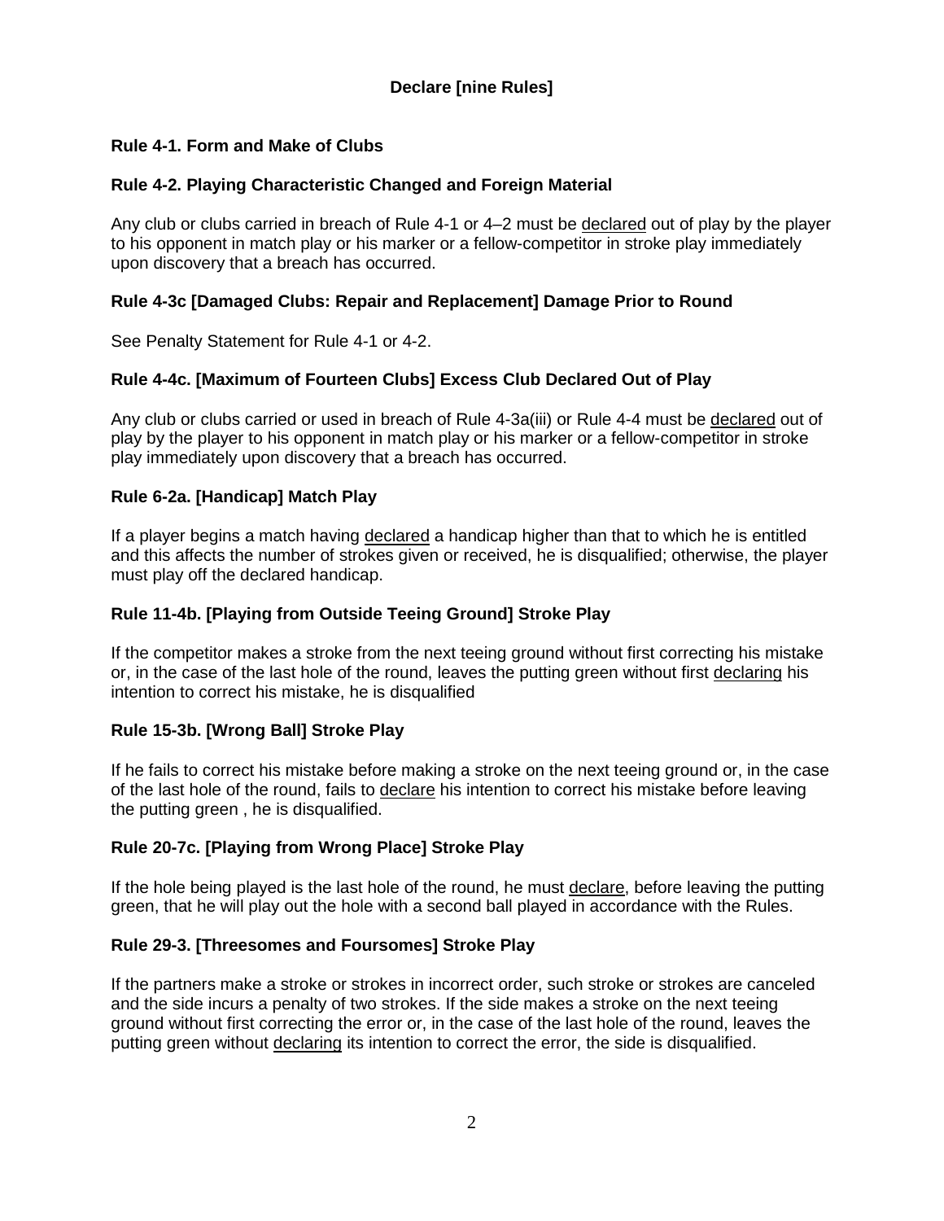## Declare [nine Rules]

### Rule 4-1. Form and Make of Clubs

### Rule 4-2. Playing Characteristic Changed and Foreign Material

Any club or clubs carried in breach of Rule 4-1 or 4–2 must be declared out of play by the player to his opponent in match play or his marker or a fellow-competitor in stroke play immediately upon discovery that a breach has occurred.

### Rule 4-3c [Damaged Clubs: Repair and Replacement] Damage Prior to Round

See Penalty Statement for Rule 4-1 or 4-2.

### Rule 4-4c. [Maximum of Fourteen Clubs] Excess Club Declared Out of Play

Any club or clubs carried or used in breach of Rule 4-3a(iii) or Rule 4-4 must be declared out of play by the player to his opponent in match play or his marker or a fellow-competitor in stroke play immediately upon discovery that a breach has occurred.

### Rule 6-2a. [Handicap] Match Play

If a player begins a match having declared a handicap higher than that to which he is entitled and this affects the number of strokes given or received, he is disqualified; otherwise, the player must play off the declared handicap.

### Rule 11-4b. [Playing from Outside Teeing Ground] Stroke Play

If the competitor makes a stroke from the next teeing ground without first correcting his mistake or, in the case of the last hole of the round, leaves the putting green without first declaring his intention to correct his mistake, he is disqualified

### Rule 15-3b. [Wrong Ball] Stroke Play

If he fails to correct his mistake before making a stroke on the next teeing ground or, in the case of the last hole of the round, fails to declare his intention to correct his mistake before leaving the putting green , he is disqualified.

### Rule 20-7c. [Playing from Wrong Place] Stroke Play

If the hole being played is the last hole of the round, he must declare, before leaving the putting green, that he will play out the hole with a second ball played in accordance with the Rules.

### Rule 29-3. [Threesomes and Foursomes] Stroke Play

If the partners make a stroke or strokes in incorrect order, such stroke or strokes are canceled and the side incurs a penalty of two strokes. If the side makes a stroke on the next teeing ground without first correcting the error or, in the case of the last hole of the round, leaves the putting green without declaring its intention to correct the error, the side is disqualified.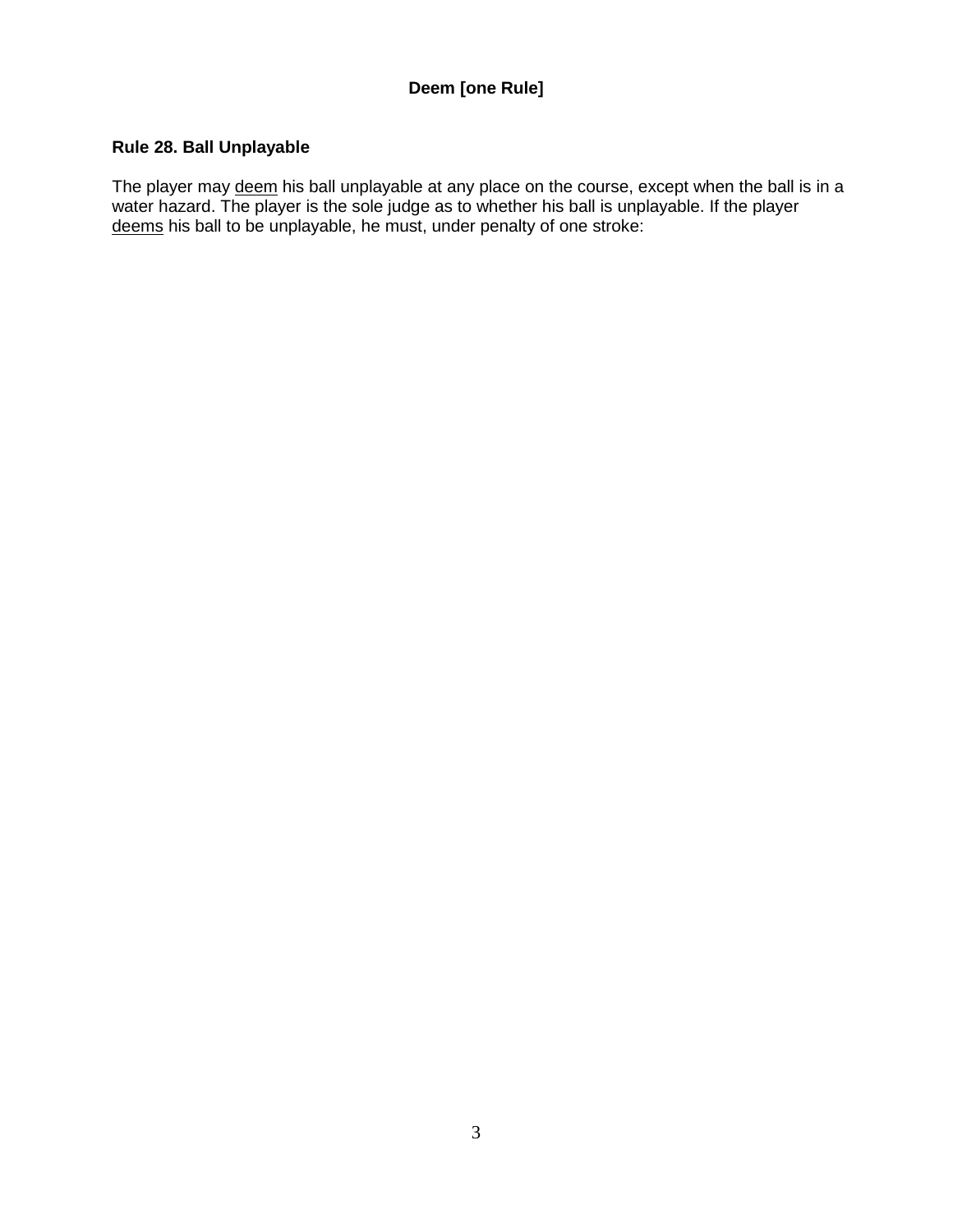**Deem [one Rule]**

**Rule 28. Ball Unplayable**

The player may <u>deem</u> his ball unplayable at any place on the course, except when the ball is in a water hazard. The player is the sole judge as to whether his ball is unplayable. If the player <u>deems</u> his ball to be unplayable, he must, under penalty of one stroke: